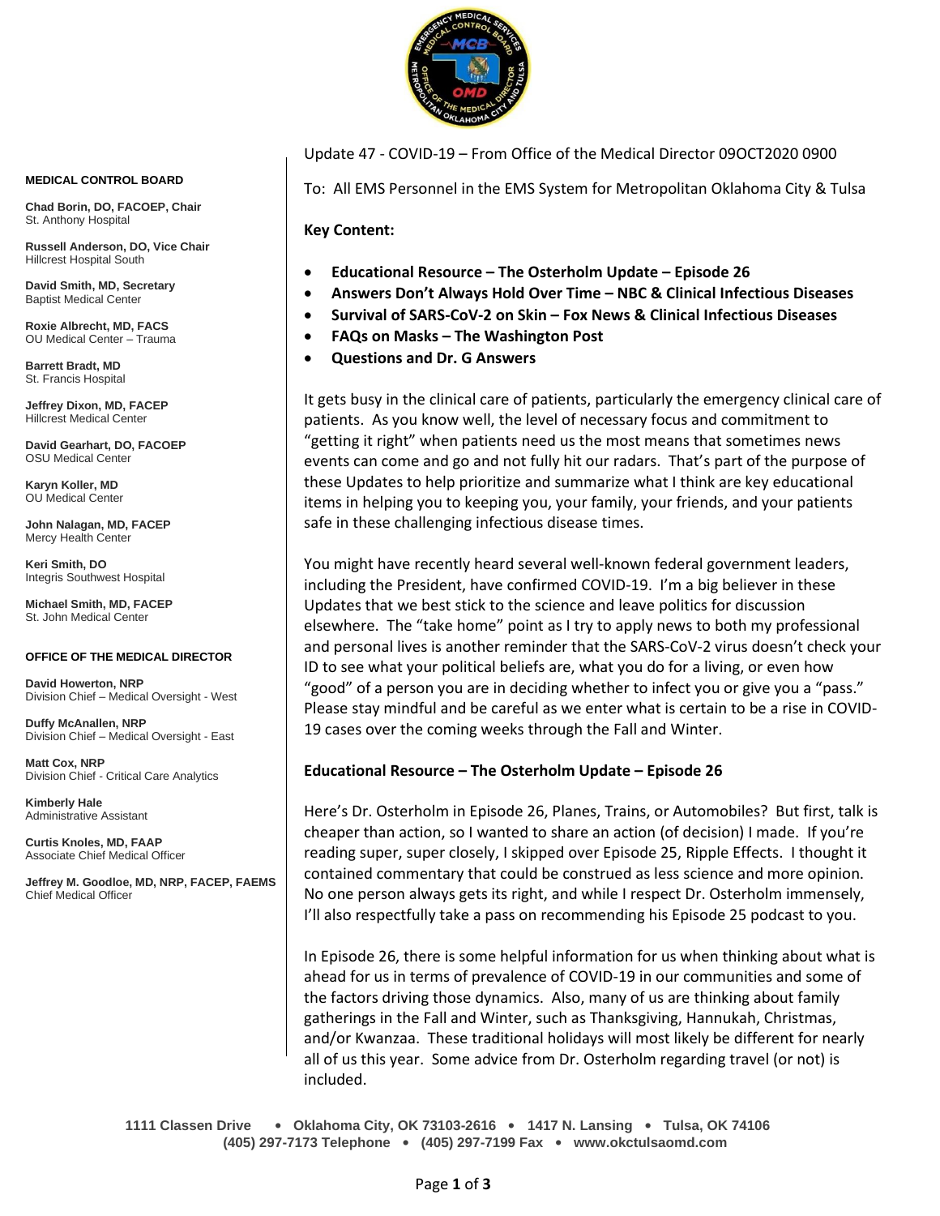Update 47 - COVID-19 – From Office of the Medical Director 09OCT2020 0900

To: All EMS Personnel in the EMS System for Metropolitan Oklahoma City & Tulsa

**Key Content:**

- **Educational Resource – The Osterholm Update – Episode 26**
- **Answers Don't Always Hold Over Time – NBC & Clinical Infectious Diseases**
- **Survival of SARS-CoV-2 on Skin – Fox News & Clinical Infectious Diseases**
- **FAQs on Masks – The Washington Post**
- **Questions and Dr. G Answers**

It gets busy in the clinical care of patients, particularly the emergency clinical care of patients. As you know well, the level of necessary focus and commitment to "getting it right" when patients need us the most means that sometimes news events can come and go and not fully hit our radars. That's part of the purpose of these Updates to help prioritize and summarize what I think are key educational items in helping you to keeping you, your family, your friends, and your patients safe in these challenging infectious disease times.

You might have recently heard several well-known federal government leaders, including the President, have confirmed COVID-19. I'm a big believer in these Updates that we best stick to the science and leave politics for discussion elsewhere. The "take home" point as I try to apply news to both my professional and personal lives is another reminder that the SARS-CoV-2 virus doesn't check your ID to see what your political beliefs are, what you do for a living, or even how "good" of a person you are in deciding whether to infect you or give you a "pass." Please stay mindful and be careful as we enter what is certain to be a rise in COVID-19 cases over the coming weeks through the Fall and Winter.

**Educational Resource – The Osterholm Update – Episode 26**

Here's Dr. Osterholm in Episode 26, Planes, Trains, or Automobiles? But first, talk is cheaper than action, so I wanted to share an action (of decision) I made. If you're reading super, super closely, I skipped over Episode 25, Ripple Effects. I thought it contained commentary that could be construed as less science and more opinion. No one person always gets its right, and while I respect Dr. Osterholm immensely, I'll also respectfully take a pass on recommending his Episode 25 podcast to you.

In Episode 26, there is some helpful information for us when thinking about what is ahead for us in terms of prevalence of COVID-19 in our communities and some of the factors driving those dynamics. Also, many of us are thinking about family gatherings in the Fall and Winter, such as Thanksgiving, Hannukah, Christmas, and/or Kwanzaa. These traditional holidays will most likely be different for nearly all of us this year. Some advice from Dr. Osterholm regarding travel (or not) is included.

**MEDICAL CONTROL BOARD**

**Chad Borin, DO, FACOEP, Chair**
St. Anthony Hospital

**Russell Anderson, DO, Vice Chair**
Hillcrest Hospital South

**David Smith, MD, Secretary**
Baptist Medical Center

**Roxie Albrecht, MD, FACS**
OU Medical Center – Trauma

**Barrett Bradt, MD**
St. Francis Hospital

**Jeffrey Dixon, MD, FACEP**
Hillcrest Medical Center

**David Gearhart, DO, FACOEP**
OSU Medical Center

**Karyn Koller, MD**
OU Medical Center

**John Nalagan, MD, FACEP**
Mercy Health Center

**Keri Smith, DO**
Integris Southwest Hospital

**Michael Smith, MD, FACEP**
St. John Medical Center

**OFFICE OF THE MEDICAL DIRECTOR**

**David Howerton, NRP**
Division Chief – Medical Oversight - West

**Duffy McAnallen, NRP**
Division Chief – Medical Oversight - East

**Matt Cox, NRP**
Division Chief - Critical Care Analytics

**Kimberly Hale**
Administrative Assistant

**Curtis Knoles, MD, FAAP**
Associate Chief Medical Officer

**Jeffrey M. Goodloe, MD, NRP, FACEP, FAEMS**
Chief Medical Officer

1111 Classen Drive • Oklahoma City, OK 73103-2616 • 1417 N. Lansing • Tulsa, OK 74106
(405) 297-7173 Telephone • (405) 297-7199 Fax • www.okctulsaomd.com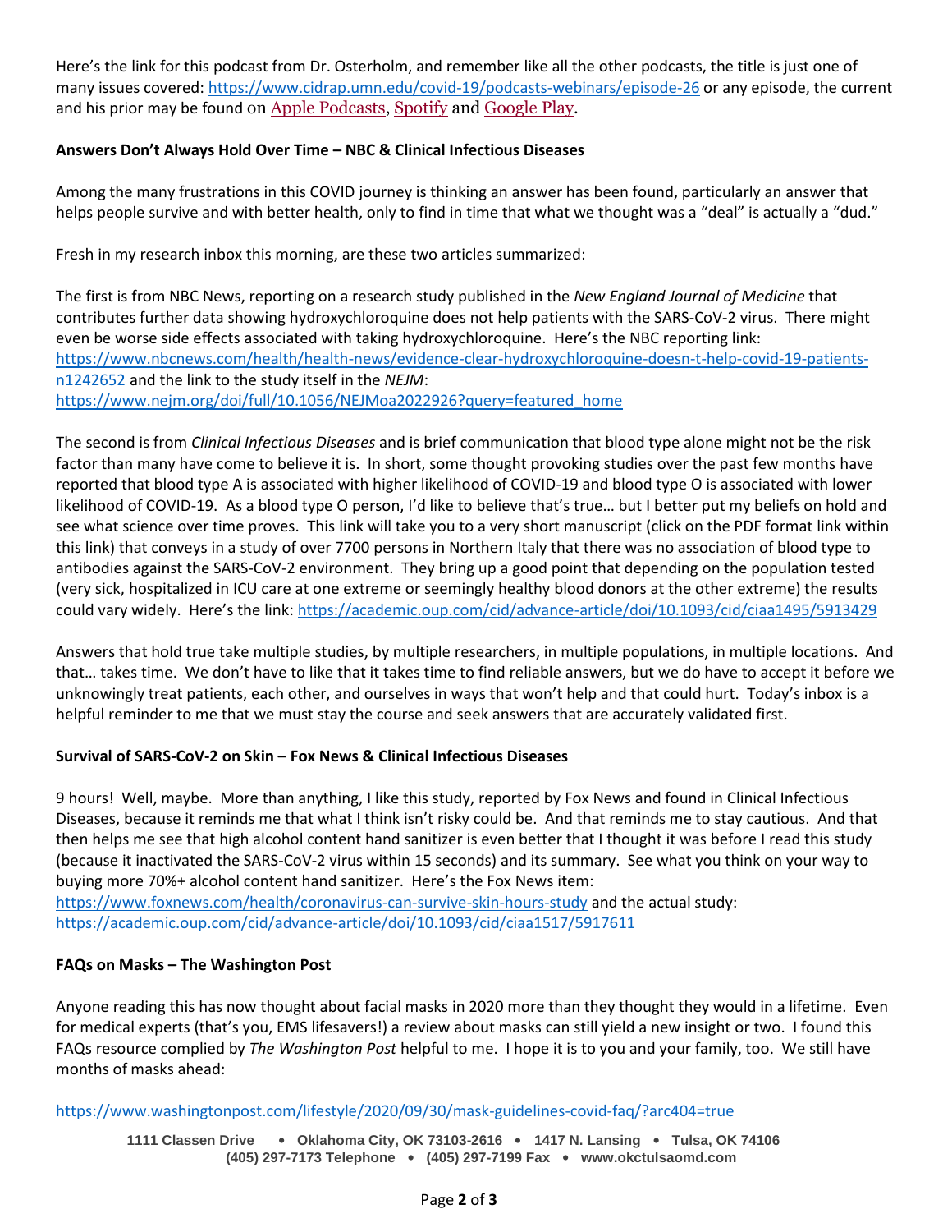Here's the link for this podcast from Dr. Osterholm, and remember like all the other podcasts, the title is just one of many issues covered: https://www.cidrap.umn.edu/covid-19/podcasts-webinars/episode-26 or any episode, the current and his prior may be found on Apple Podcasts, Spotify and Google Play.

**Answers Don't Always Hold Over Time – NBC & Clinical Infectious Diseases**

Among the many frustrations in this COVID journey is thinking an answer has been found, particularly an answer that helps people survive and with better health, only to find in time that what we thought was a "deal" is actually a "dud."

Fresh in my research inbox this morning, are these two articles summarized:

The first is from NBC News, reporting on a research study published in the *New England Journal of Medicine* that contributes further data showing hydroxychloroquine does not help patients with the SARS-CoV-2 virus. There might even be worse side effects associated with taking hydroxychloroquine. Here's the NBC reporting link: https://www.nbcnews.com/health/health-news/evidence-clear-hydroxychloroquine-doesn-t-help-covid-19-patients-n1242652 and the link to the study itself in the *NEJM*: https://www.nejm.org/doi/full/10.1056/NEJMoa2022926?query=featured_home

The second is from *Clinical Infectious Diseases* and is brief communication that blood type alone might not be the risk factor than many have come to believe it is. In short, some thought provoking studies over the past few months have reported that blood type A is associated with higher likelihood of COVID-19 and blood type O is associated with lower likelihood of COVID-19. As a blood type O person, I'd like to believe that's true… but I better put my beliefs on hold and see what science over time proves. This link will take you to a very short manuscript (click on the PDF format link within this link) that conveys in a study of over 7700 persons in Northern Italy that there was no association of blood type to antibodies against the SARS-CoV-2 environment. They bring up a good point that depending on the population tested (very sick, hospitalized in ICU care at one extreme or seemingly healthy blood donors at the other extreme) the results could vary widely. Here's the link: https://academic.oup.com/cid/advance-article/doi/10.1093/cid/ciaa1495/5913429

Answers that hold true take multiple studies, by multiple researchers, in multiple populations, in multiple locations. And that… takes time. We don't have to like that it takes time to find reliable answers, but we do have to accept it before we unknowingly treat patients, each other, and ourselves in ways that won't help and that could hurt. Today's inbox is a helpful reminder to me that we must stay the course and seek answers that are accurately validated first.

**Survival of SARS-CoV-2 on Skin – Fox News & Clinical Infectious Diseases**

9 hours! Well, maybe. More than anything, I like this study, reported by Fox News and found in Clinical Infectious Diseases, because it reminds me that what I think isn't risky could be. And that reminds me to stay cautious. And that then helps me see that high alcohol content hand sanitizer is even better that I thought it was before I read this study (because it inactivated the SARS-CoV-2 virus within 15 seconds) and its summary. See what you think on your way to buying more 70%+ alcohol content hand sanitizer. Here's the Fox News item: https://www.foxnews.com/health/coronavirus-can-survive-skin-hours-study and the actual study: https://academic.oup.com/cid/advance-article/doi/10.1093/cid/ciaa1517/5917611

**FAQs on Masks – The Washington Post**

Anyone reading this has now thought about facial masks in 2020 more than they thought they would in a lifetime. Even for medical experts (that's you, EMS lifesavers!) a review about masks can still yield a new insight or two. I found this FAQs resource complied by *The Washington Post* helpful to me. I hope it is to you and your family, too. We still have months of masks ahead:

https://www.washingtonpost.com/lifestyle/2020/09/30/mask-guidelines-covid-faq/?arc404=true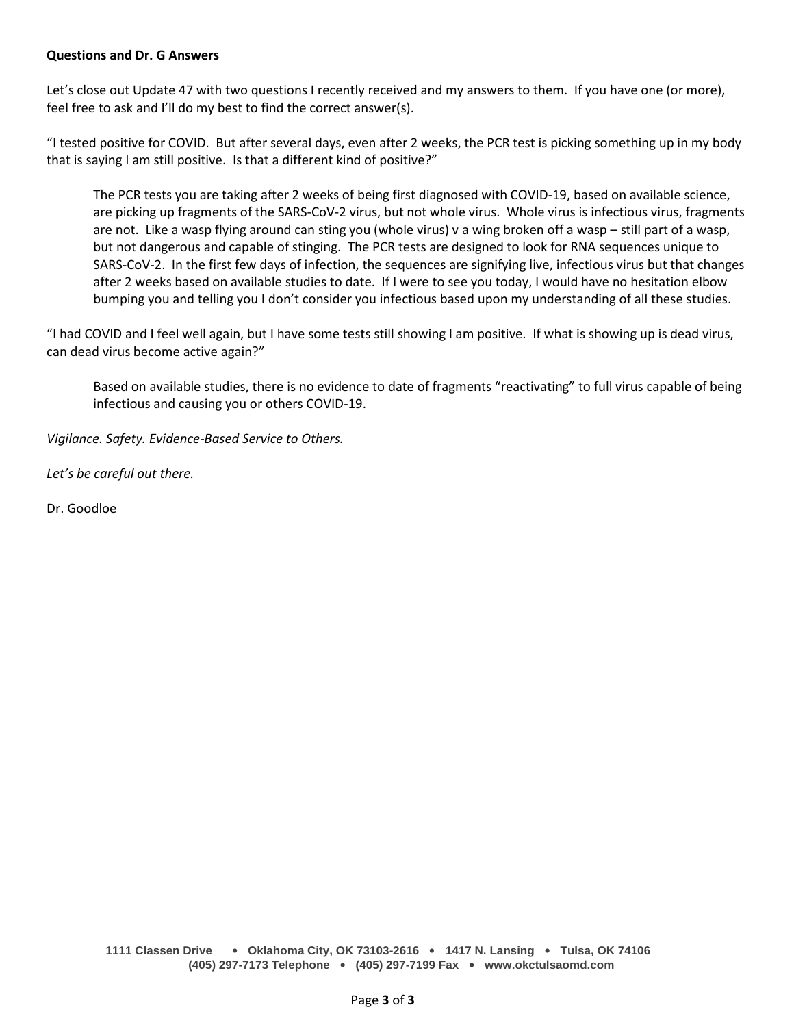**Questions and Dr. G Answers**

Let's close out Update 47 with two questions I recently received and my answers to them. If you have one (or more), feel free to ask and I'll do my best to find the correct answer(s).

"I tested positive for COVID. But after several days, even after 2 weeks, the PCR test is picking something up in my body that is saying I am still positive. Is that a different kind of positive?"

> The PCR tests you are taking after 2 weeks of being first diagnosed with COVID-19, based on available science, are picking up fragments of the SARS-CoV-2 virus, but not whole virus. Whole virus is infectious virus, fragments are not. Like a wasp flying around can sting you (whole virus) v a wing broken off a wasp – still part of a wasp, but not dangerous and capable of stinging. The PCR tests are designed to look for RNA sequences unique to SARS-CoV-2. In the first few days of infection, the sequences are signifying live, infectious virus but that changes after 2 weeks based on available studies to date. If I were to see you today, I would have no hesitation elbow bumping you and telling you I don't consider you infectious based upon my understanding of all these studies.

"I had COVID and I feel well again, but I have some tests still showing I am positive. If what is showing up is dead virus, can dead virus become active again?"

> Based on available studies, there is no evidence to date of fragments "reactivating" to full virus capable of being infectious and causing you or others COVID-19.

*Vigilance. Safety. Evidence-Based Service to Others.*

*Let's be careful out there.*

Dr. Goodloe

**1111 Classen Drive • Oklahoma City, OK 73103-2616 • 1417 N. Lansing • Tulsa, OK 74106**
**(405) 297-7173 Telephone • (405) 297-7199 Fax • www.okctulsaomd.com**